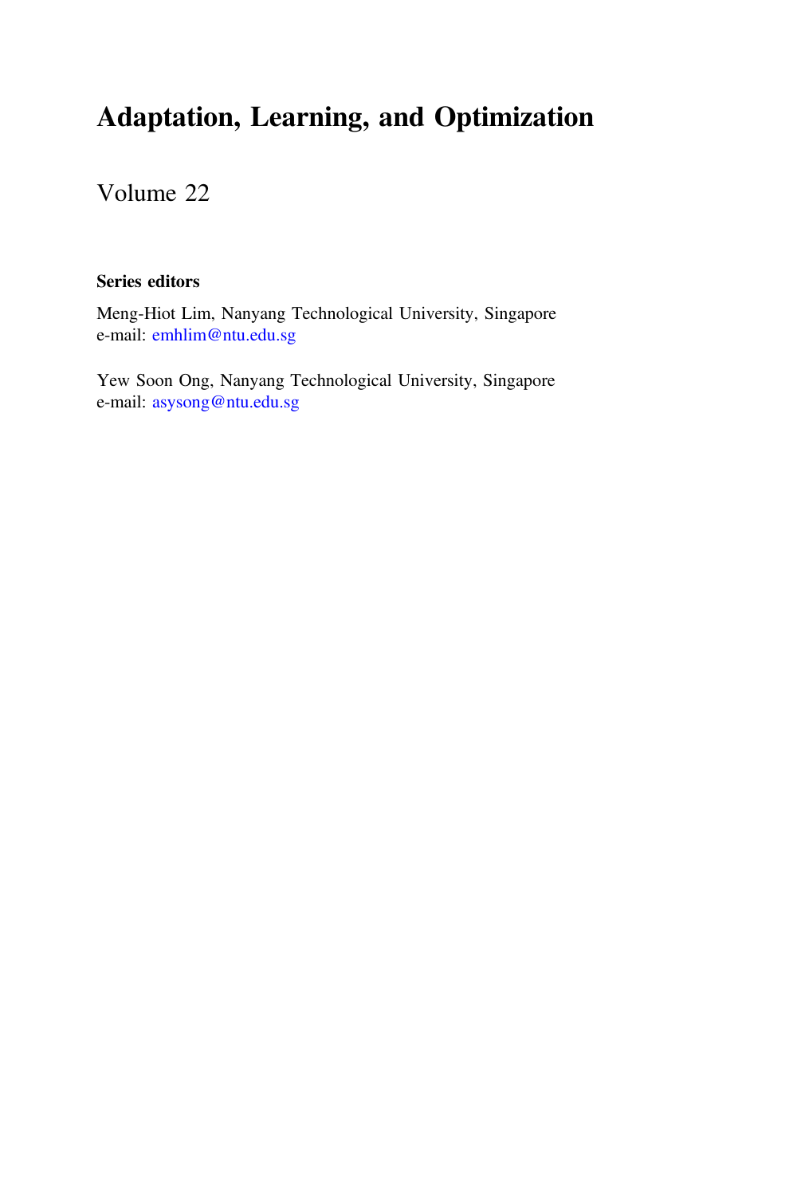# Adaptation, Learning, and Optimization

## Volume 22

**Series editors**

Meng-Hiot Lim, Nanyang Technological University, Singapore
e-mail: emhlim@ntu.edu.sg

Yew Soon Ong, Nanyang Technological University, Singapore
e-mail: asysong@ntu.edu.sg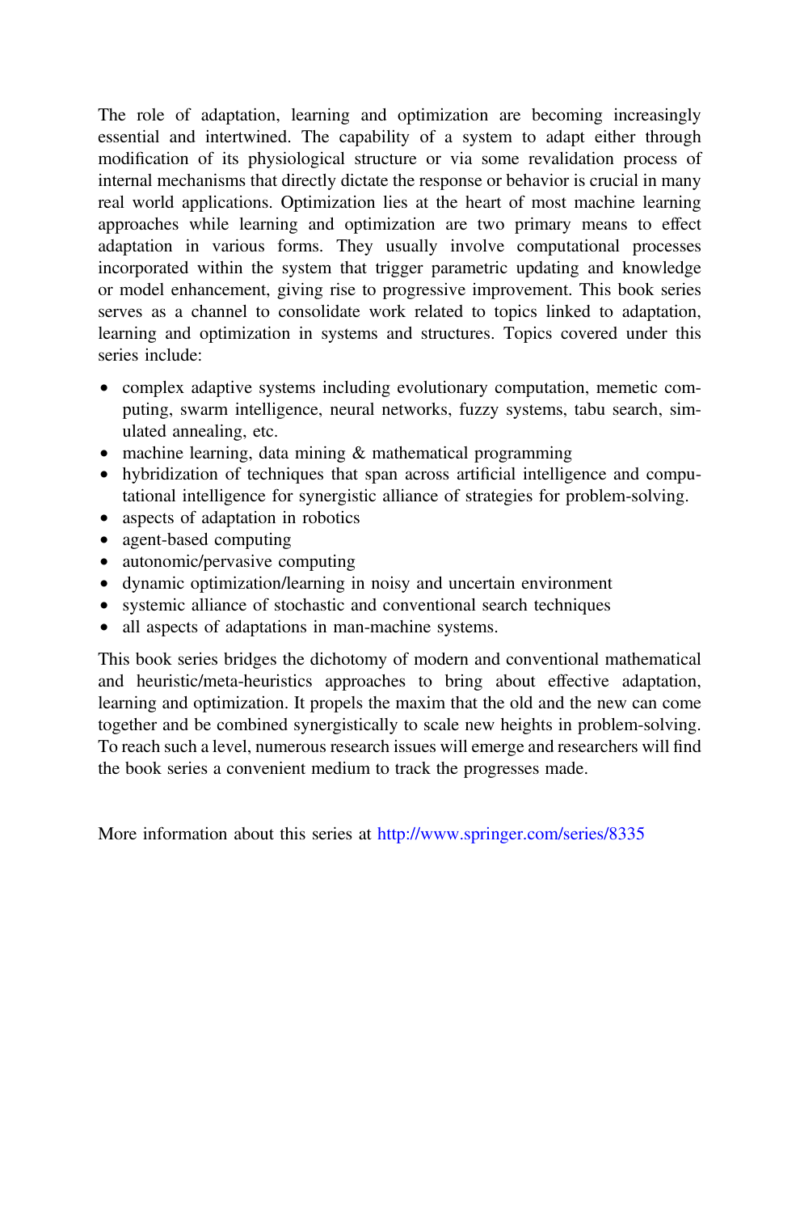The role of adaptation, learning and optimization are becoming increasingly essential and intertwined. The capability of a system to adapt either through modification of its physiological structure or via some revalidation process of internal mechanisms that directly dictate the response or behavior is crucial in many real world applications. Optimization lies at the heart of most machine learning approaches while learning and optimization are two primary means to effect adaptation in various forms. They usually involve computational processes incorporated within the system that trigger parametric updating and knowledge or model enhancement, giving rise to progressive improvement. This book series serves as a channel to consolidate work related to topics linked to adaptation, learning and optimization in systems and structures. Topics covered under this series include:

- complex adaptive systems including evolutionary computation, memetic computing, swarm intelligence, neural networks, fuzzy systems, tabu search, simulated annealing, etc.
- machine learning, data mining & mathematical programming
- hybridization of techniques that span across artificial intelligence and computational intelligence for synergistic alliance of strategies for problem-solving.
- aspects of adaptation in robotics
- agent-based computing
- autonomic/pervasive computing
- dynamic optimization/learning in noisy and uncertain environment
- systemic alliance of stochastic and conventional search techniques
- all aspects of adaptations in man-machine systems.

This book series bridges the dichotomy of modern and conventional mathematical and heuristic/meta-heuristics approaches to bring about effective adaptation, learning and optimization. It propels the maxim that the old and the new can come together and be combined synergistically to scale new heights in problem-solving. To reach such a level, numerous research issues will emerge and researchers will find the book series a convenient medium to track the progresses made.

More information about this series at http://www.springer.com/series/8335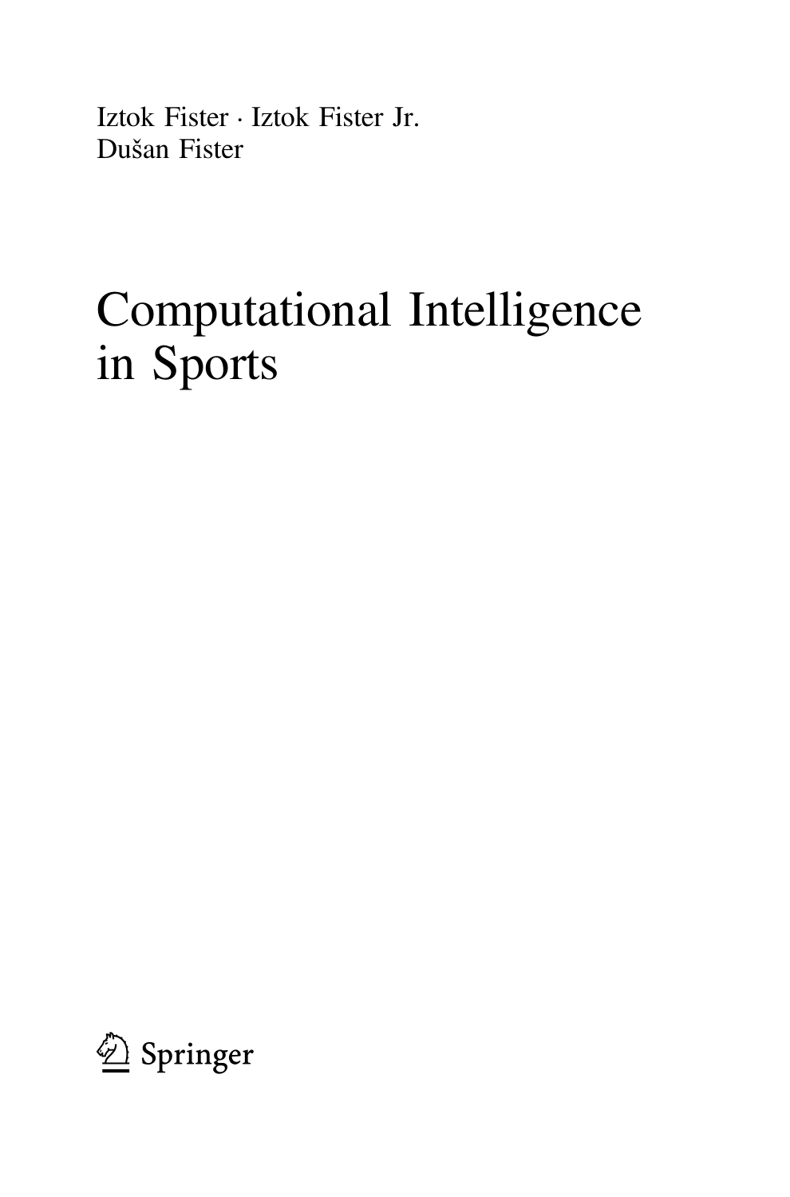Iztok Fister · Iztok Fister Jr.
Dušan Fister

# Computational Intelligence in Sports

Springer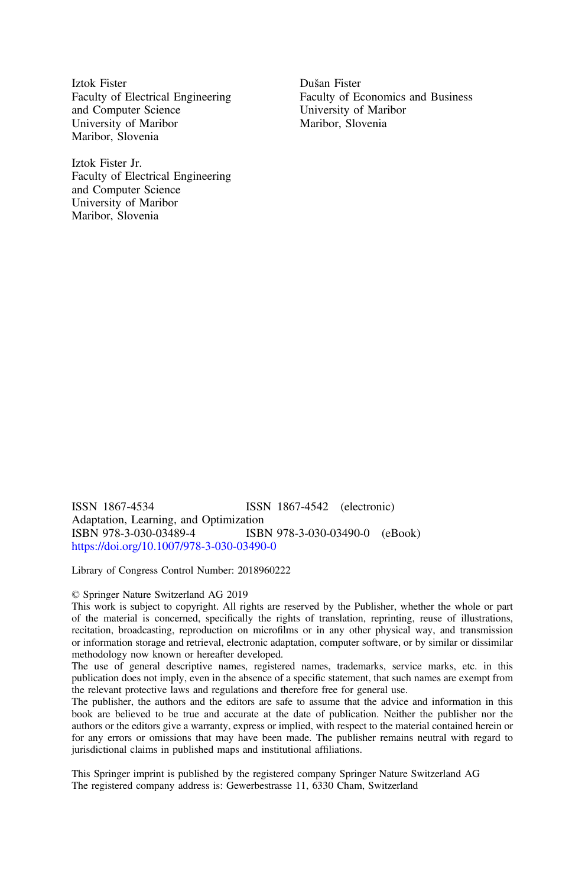Iztok Fister
Faculty of Electrical Engineering
and Computer Science
University of Maribor
Maribor, Slovenia

Dušan Fister
Faculty of Economics and Business
University of Maribor
Maribor, Slovenia

Iztok Fister Jr.
Faculty of Electrical Engineering
and Computer Science
University of Maribor
Maribor, Slovenia

ISSN 1867-4534 ISSN 1867-4542 (electronic)
Adaptation, Learning, and Optimization
ISBN 978-3-030-03489-4 ISBN 978-3-030-03490-0 (eBook)
https://doi.org/10.1007/978-3-030-03490-0

Library of Congress Control Number: 2018960222

© Springer Nature Switzerland AG 2019
This work is subject to copyright. All rights are reserved by the Publisher, whether the whole or part of the material is concerned, specifically the rights of translation, reprinting, reuse of illustrations, recitation, broadcasting, reproduction on microfilms or in any other physical way, and transmission or information storage and retrieval, electronic adaptation, computer software, or by similar or dissimilar methodology now known or hereafter developed.
The use of general descriptive names, registered names, trademarks, service marks, etc. in this publication does not imply, even in the absence of a specific statement, that such names are exempt from the relevant protective laws and regulations and therefore free for general use.
The publisher, the authors and the editors are safe to assume that the advice and information in this book are believed to be true and accurate at the date of publication. Neither the publisher nor the authors or the editors give a warranty, express or implied, with respect to the material contained herein or for any errors or omissions that may have been made. The publisher remains neutral with regard to jurisdictional claims in published maps and institutional affiliations.

This Springer imprint is published by the registered company Springer Nature Switzerland AG
The registered company address is: Gewerbestrasse 11, 6330 Cham, Switzerland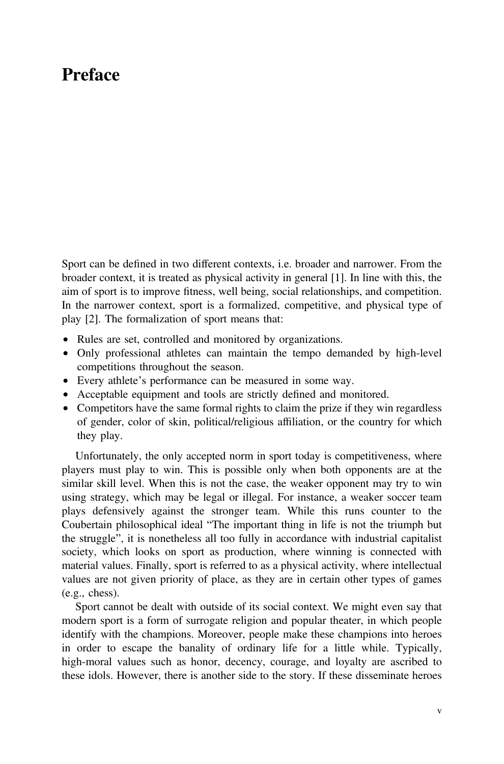# Preface

Sport can be defined in two different contexts, i.e. broader and narrower. From the broader context, it is treated as physical activity in general [1]. In line with this, the aim of sport is to improve fitness, well being, social relationships, and competition. In the narrower context, sport is a formalized, competitive, and physical type of play [2]. The formalization of sport means that:

- Rules are set, controlled and monitored by organizations.
- Only professional athletes can maintain the tempo demanded by high-level competitions throughout the season.
- Every athlete's performance can be measured in some way.
- Acceptable equipment and tools are strictly defined and monitored.
- Competitors have the same formal rights to claim the prize if they win regardless of gender, color of skin, political/religious affiliation, or the country for which they play.

Unfortunately, the only accepted norm in sport today is competitiveness, where players must play to win. This is possible only when both opponents are at the similar skill level. When this is not the case, the weaker opponent may try to win using strategy, which may be legal or illegal. For instance, a weaker soccer team plays defensively against the stronger team. While this runs counter to the Coubertain philosophical ideal "The important thing in life is not the triumph but the struggle", it is nonetheless all too fully in accordance with industrial capitalist society, which looks on sport as production, where winning is connected with material values. Finally, sport is referred to as a physical activity, where intellectual values are not given priority of place, as they are in certain other types of games (e.g., chess).

Sport cannot be dealt with outside of its social context. We might even say that modern sport is a form of surrogate religion and popular theater, in which people identify with the champions. Moreover, people make these champions into heroes in order to escape the banality of ordinary life for a little while. Typically, high-moral values such as honor, decency, courage, and loyalty are ascribed to these idols. However, there is another side to the story. If these disseminate heroes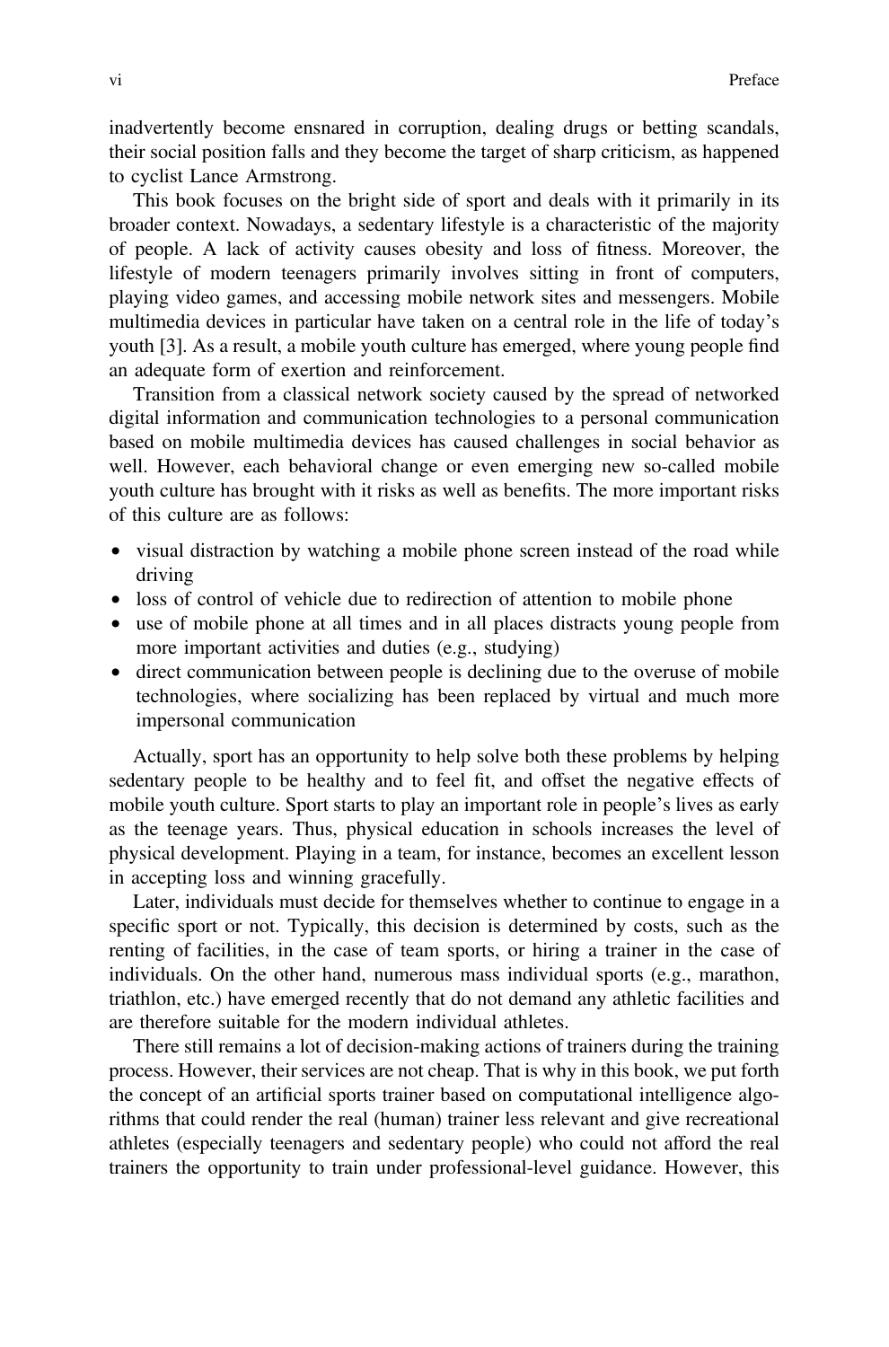inadvertently become ensnared in corruption, dealing drugs or betting scandals, their social position falls and they become the target of sharp criticism, as happened to cyclist Lance Armstrong.

This book focuses on the bright side of sport and deals with it primarily in its broader context. Nowadays, a sedentary lifestyle is a characteristic of the majority of people. A lack of activity causes obesity and loss of fitness. Moreover, the lifestyle of modern teenagers primarily involves sitting in front of computers, playing video games, and accessing mobile network sites and messengers. Mobile multimedia devices in particular have taken on a central role in the life of today's youth [3]. As a result, a mobile youth culture has emerged, where young people find an adequate form of exertion and reinforcement.

Transition from a classical network society caused by the spread of networked digital information and communication technologies to a personal communication based on mobile multimedia devices has caused challenges in social behavior as well. However, each behavioral change or even emerging new so-called mobile youth culture has brought with it risks as well as benefits. The more important risks of this culture are as follows:

- visual distraction by watching a mobile phone screen instead of the road while driving
- loss of control of vehicle due to redirection of attention to mobile phone
- use of mobile phone at all times and in all places distracts young people from more important activities and duties (e.g., studying)
- direct communication between people is declining due to the overuse of mobile technologies, where socializing has been replaced by virtual and much more impersonal communication

Actually, sport has an opportunity to help solve both these problems by helping sedentary people to be healthy and to feel fit, and offset the negative effects of mobile youth culture. Sport starts to play an important role in people's lives as early as the teenage years. Thus, physical education in schools increases the level of physical development. Playing in a team, for instance, becomes an excellent lesson in accepting loss and winning gracefully.

Later, individuals must decide for themselves whether to continue to engage in a specific sport or not. Typically, this decision is determined by costs, such as the renting of facilities, in the case of team sports, or hiring a trainer in the case of individuals. On the other hand, numerous mass individual sports (e.g., marathon, triathlon, etc.) have emerged recently that do not demand any athletic facilities and are therefore suitable for the modern individual athletes.

There still remains a lot of decision-making actions of trainers during the training process. However, their services are not cheap. That is why in this book, we put forth the concept of an artificial sports trainer based on computational intelligence algorithms that could render the real (human) trainer less relevant and give recreational athletes (especially teenagers and sedentary people) who could not afford the real trainers the opportunity to train under professional-level guidance. However, this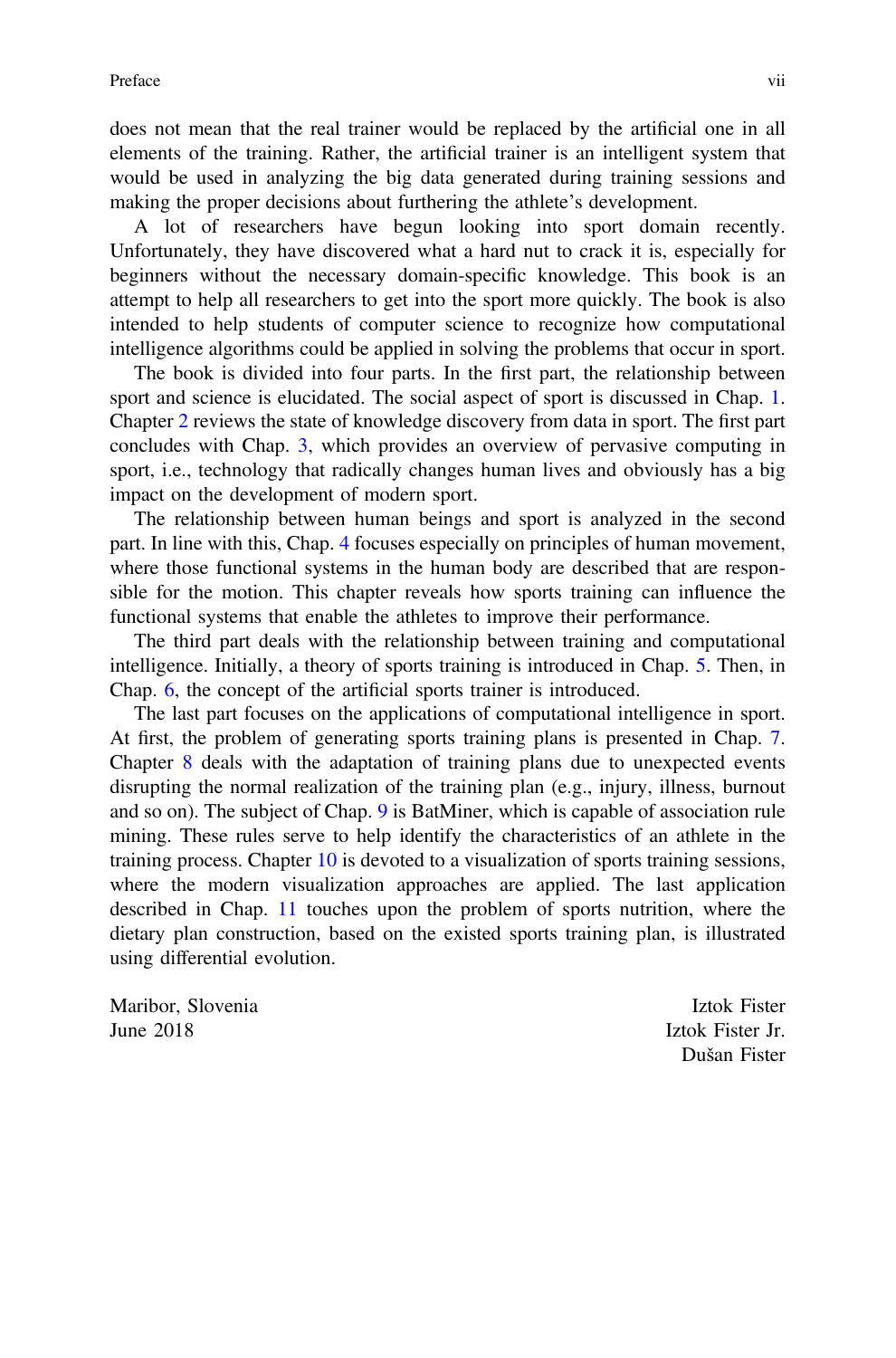does not mean that the real trainer would be replaced by the artificial one in all elements of the training. Rather, the artificial trainer is an intelligent system that would be used in analyzing the big data generated during training sessions and making the proper decisions about furthering the athlete's development.

A lot of researchers have begun looking into sport domain recently. Unfortunately, they have discovered what a hard nut to crack it is, especially for beginners without the necessary domain-specific knowledge. This book is an attempt to help all researchers to get into the sport more quickly. The book is also intended to help students of computer science to recognize how computational intelligence algorithms could be applied in solving the problems that occur in sport.

The book is divided into four parts. In the first part, the relationship between sport and science is elucidated. The social aspect of sport is discussed in Chap. 1. Chapter 2 reviews the state of knowledge discovery from data in sport. The first part concludes with Chap. 3, which provides an overview of pervasive computing in sport, i.e., technology that radically changes human lives and obviously has a big impact on the development of modern sport.

The relationship between human beings and sport is analyzed in the second part. In line with this, Chap. 4 focuses especially on principles of human movement, where those functional systems in the human body are described that are responsible for the motion. This chapter reveals how sports training can influence the functional systems that enable the athletes to improve their performance.

The third part deals with the relationship between training and computational intelligence. Initially, a theory of sports training is introduced in Chap. 5. Then, in Chap. 6, the concept of the artificial sports trainer is introduced.

The last part focuses on the applications of computational intelligence in sport. At first, the problem of generating sports training plans is presented in Chap. 7. Chapter 8 deals with the adaptation of training plans due to unexpected events disrupting the normal realization of the training plan (e.g., injury, illness, burnout and so on). The subject of Chap. 9 is BatMiner, which is capable of association rule mining. These rules serve to help identify the characteristics of an athlete in the training process. Chapter 10 is devoted to a visualization of sports training sessions, where the modern visualization approaches are applied. The last application described in Chap. 11 touches upon the problem of sports nutrition, where the dietary plan construction, based on the existed sports training plan, is illustrated using differential evolution.

Maribor, Slovenia
June 2018

Iztok Fister
Iztok Fister Jr.
Dušan Fister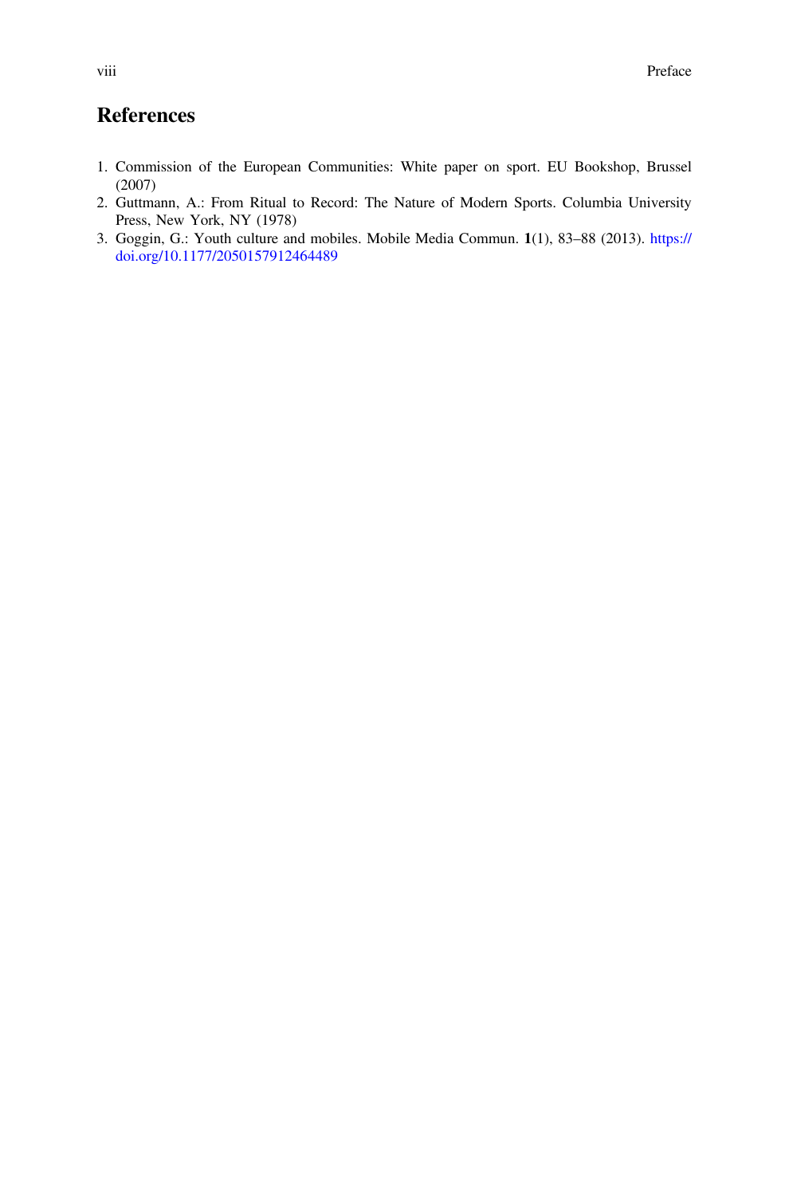## References

1. Commission of the European Communities: White paper on sport. EU Bookshop, Brussel (2007)
2. Guttmann, A.: From Ritual to Record: The Nature of Modern Sports. Columbia University Press, New York, NY (1978)
3. Goggin, G.: Youth culture and mobiles. Mobile Media Commun. **1**(1), 83–88 (2013). https://doi.org/10.1177/2050157912464489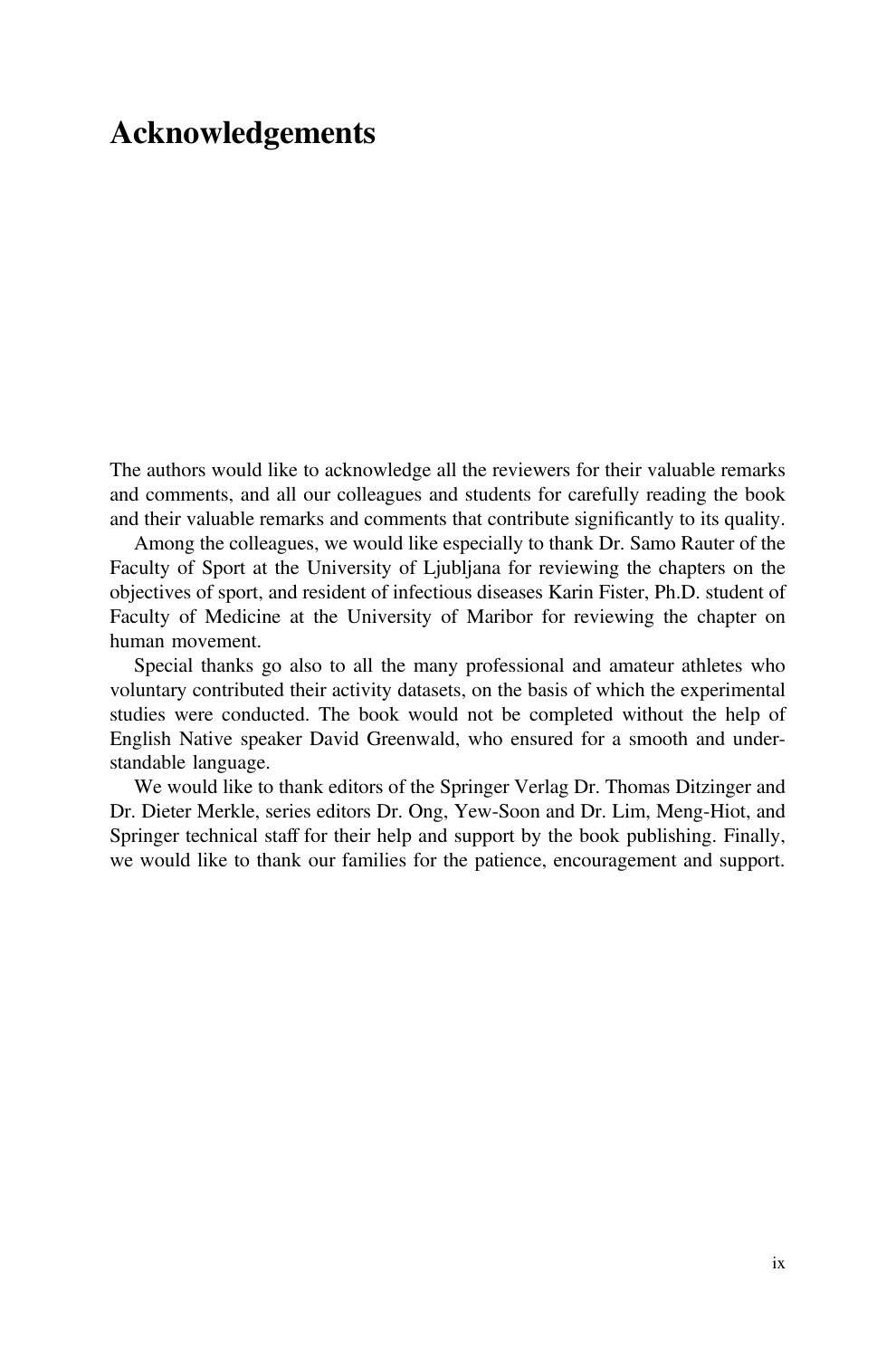# Acknowledgements

The authors would like to acknowledge all the reviewers for their valuable remarks and comments, and all our colleagues and students for carefully reading the book and their valuable remarks and comments that contribute significantly to its quality.

Among the colleagues, we would like especially to thank Dr. Samo Rauter of the Faculty of Sport at the University of Ljubljana for reviewing the chapters on the objectives of sport, and resident of infectious diseases Karin Fister, Ph.D. student of Faculty of Medicine at the University of Maribor for reviewing the chapter on human movement.

Special thanks go also to all the many professional and amateur athletes who voluntary contributed their activity datasets, on the basis of which the experimental studies were conducted. The book would not be completed without the help of English Native speaker David Greenwald, who ensured for a smooth and understandable language.

We would like to thank editors of the Springer Verlag Dr. Thomas Ditzinger and Dr. Dieter Merkle, series editors Dr. Ong, Yew-Soon and Dr. Lim, Meng-Hiot, and Springer technical staff for their help and support by the book publishing. Finally, we would like to thank our families for the patience, encouragement and support.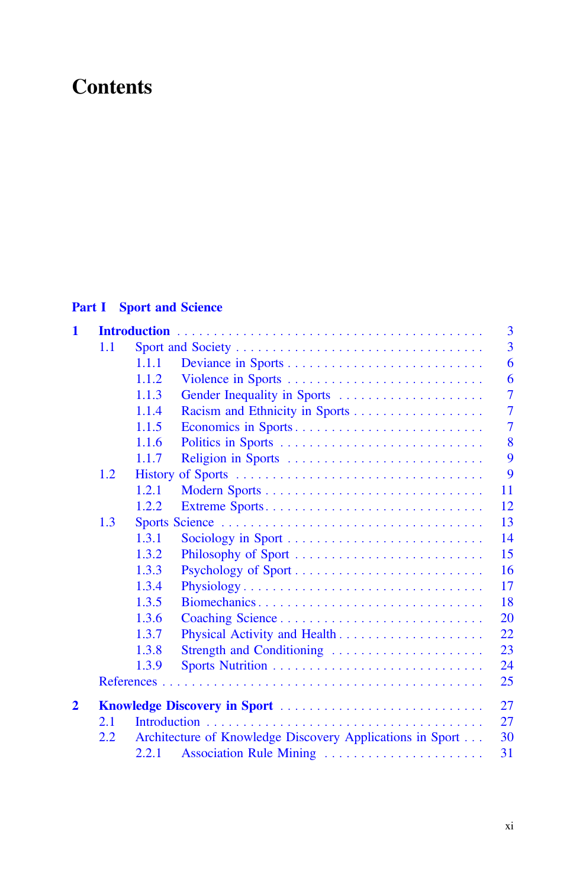# Contents

## Part I Sport and Science

- **1 Introduction** ... 3
  - 1.1 Sport and Society ... 3
    - 1.1.1 Deviance in Sports ... 6
    - 1.1.2 Violence in Sports ... 6
    - 1.1.3 Gender Inequality in Sports ... 7
    - 1.1.4 Racism and Ethnicity in Sports ... 7
    - 1.1.5 Economics in Sports ... 7
    - 1.1.6 Politics in Sports ... 8
    - 1.1.7 Religion in Sports ... 9
  - 1.2 History of Sports ... 9
    - 1.2.1 Modern Sports ... 11
    - 1.2.2 Extreme Sports ... 12
  - 1.3 Sports Science ... 13
    - 1.3.1 Sociology in Sport ... 14
    - 1.3.2 Philosophy of Sport ... 15
    - 1.3.3 Psychology of Sport ... 16
    - 1.3.4 Physiology ... 17
    - 1.3.5 Biomechanics ... 18
    - 1.3.6 Coaching Science ... 20
    - 1.3.7 Physical Activity and Health ... 22
    - 1.3.8 Strength and Conditioning ... 23
    - 1.3.9 Sports Nutrition ... 24
  - References ... 25
- **2 Knowledge Discovery in Sport** ... 27
  - 2.1 Introduction ... 27
  - 2.2 Architecture of Knowledge Discovery Applications in Sport ... 30
    - 2.2.1 Association Rule Mining ... 31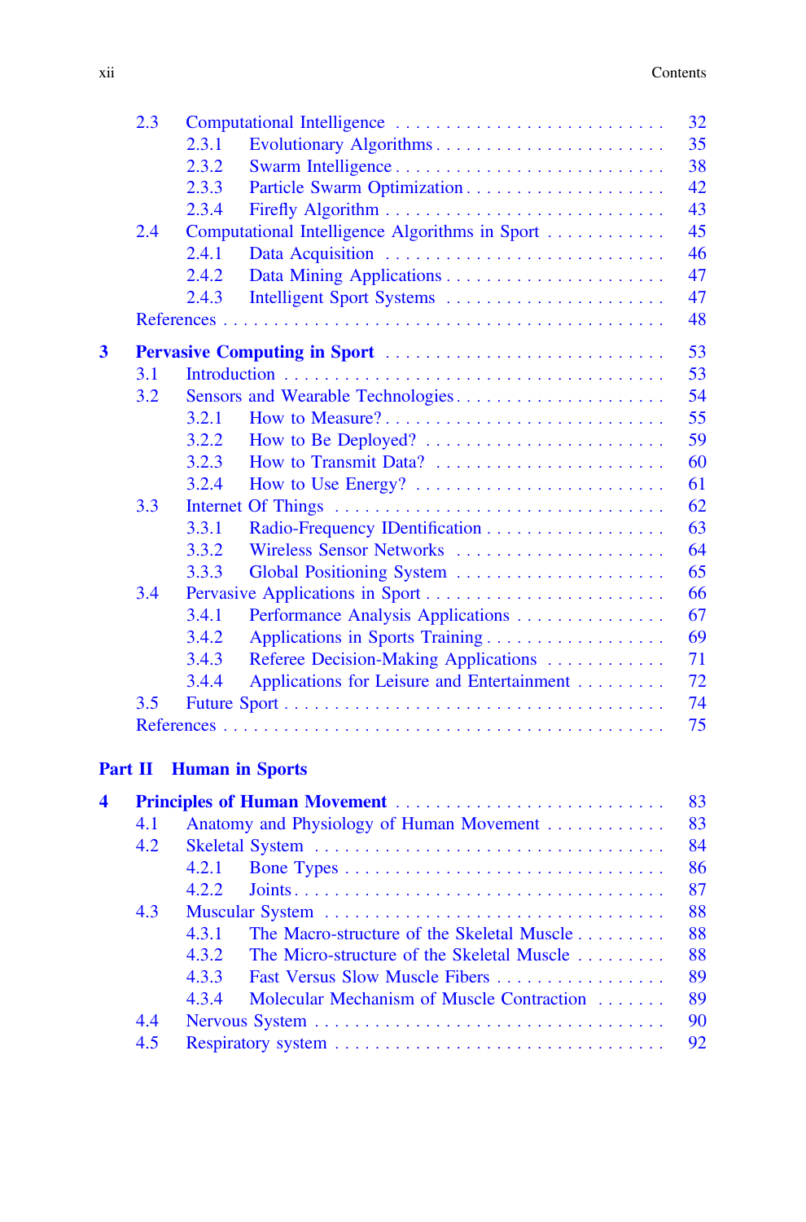- 2.3 Computational Intelligence . . . . . . . . . . . . . . . . . . . . . . . . . . 32
  - 2.3.1 Evolutionary Algorithms . . . . . . . . . . . . . . . . . . . . . . 35
  - 2.3.2 Swarm Intelligence . . . . . . . . . . . . . . . . . . . . . . . . . 38
  - 2.3.3 Particle Swarm Optimization . . . . . . . . . . . . . . . . . . . 42
  - 2.3.4 Firefly Algorithm . . . . . . . . . . . . . . . . . . . . . . . . . . 43
- 2.4 Computational Intelligence Algorithms in Sport . . . . . . . . . . . 45
  - 2.4.1 Data Acquisition . . . . . . . . . . . . . . . . . . . . . . . . . . 46
  - 2.4.2 Data Mining Applications . . . . . . . . . . . . . . . . . . . . . 47
  - 2.4.3 Intelligent Sport Systems . . . . . . . . . . . . . . . . . . . . . 47
- References . . . . . . . . . . . . . . . . . . . . . . . . . . . . . . . . . . . . . 48

**3 Pervasive Computing in Sport . . . . . . . . . . . . . . . . . . . . . . . . . 53**

- 3.1 Introduction . . . . . . . . . . . . . . . . . . . . . . . . . . . . . . . . . . 53
- 3.2 Sensors and Wearable Technologies . . . . . . . . . . . . . . . . . . . . 54
  - 3.2.1 How to Measure? . . . . . . . . . . . . . . . . . . . . . . . . . . 55
  - 3.2.2 How to Be Deployed? . . . . . . . . . . . . . . . . . . . . . . . 59
  - 3.2.3 How to Transmit Data? . . . . . . . . . . . . . . . . . . . . . . 60
  - 3.2.4 How to Use Energy? . . . . . . . . . . . . . . . . . . . . . . . . 61
- 3.3 Internet Of Things . . . . . . . . . . . . . . . . . . . . . . . . . . . . . . 62
  - 3.3.1 Radio-Frequency IDentification . . . . . . . . . . . . . . . . . . 63
  - 3.3.2 Wireless Sensor Networks . . . . . . . . . . . . . . . . . . . . . 64
  - 3.3.3 Global Positioning System . . . . . . . . . . . . . . . . . . . . . 65
- 3.4 Pervasive Applications in Sport . . . . . . . . . . . . . . . . . . . . . . 66
  - 3.4.1 Performance Analysis Applications . . . . . . . . . . . . . . . 67
  - 3.4.2 Applications in Sports Training . . . . . . . . . . . . . . . . . . 69
  - 3.4.3 Referee Decision-Making Applications . . . . . . . . . . . . . 71
  - 3.4.4 Applications for Leisure and Entertainment . . . . . . . . . 72
- 3.5 Future Sport . . . . . . . . . . . . . . . . . . . . . . . . . . . . . . . . . 74
- References . . . . . . . . . . . . . . . . . . . . . . . . . . . . . . . . . . . . . 75

## Part II Human in Sports

**4 Principles of Human Movement . . . . . . . . . . . . . . . . . . . . . . . . 83**

- 4.1 Anatomy and Physiology of Human Movement . . . . . . . . . . . . 83
- 4.2 Skeletal System . . . . . . . . . . . . . . . . . . . . . . . . . . . . . . . . 84
  - 4.2.1 Bone Types . . . . . . . . . . . . . . . . . . . . . . . . . . . . . . 86
  - 4.2.2 Joints . . . . . . . . . . . . . . . . . . . . . . . . . . . . . . . . . 87
- 4.3 Muscular System . . . . . . . . . . . . . . . . . . . . . . . . . . . . . . . 88
  - 4.3.1 The Macro-structure of the Skeletal Muscle . . . . . . . . . 88
  - 4.3.2 The Micro-structure of the Skeletal Muscle . . . . . . . . . 88
  - 4.3.3 Fast Versus Slow Muscle Fibers . . . . . . . . . . . . . . . . . 89
  - 4.3.4 Molecular Mechanism of Muscle Contraction . . . . . . . 89
- 4.4 Nervous System . . . . . . . . . . . . . . . . . . . . . . . . . . . . . . . . 90
- 4.5 Respiratory system . . . . . . . . . . . . . . . . . . . . . . . . . . . . . . 92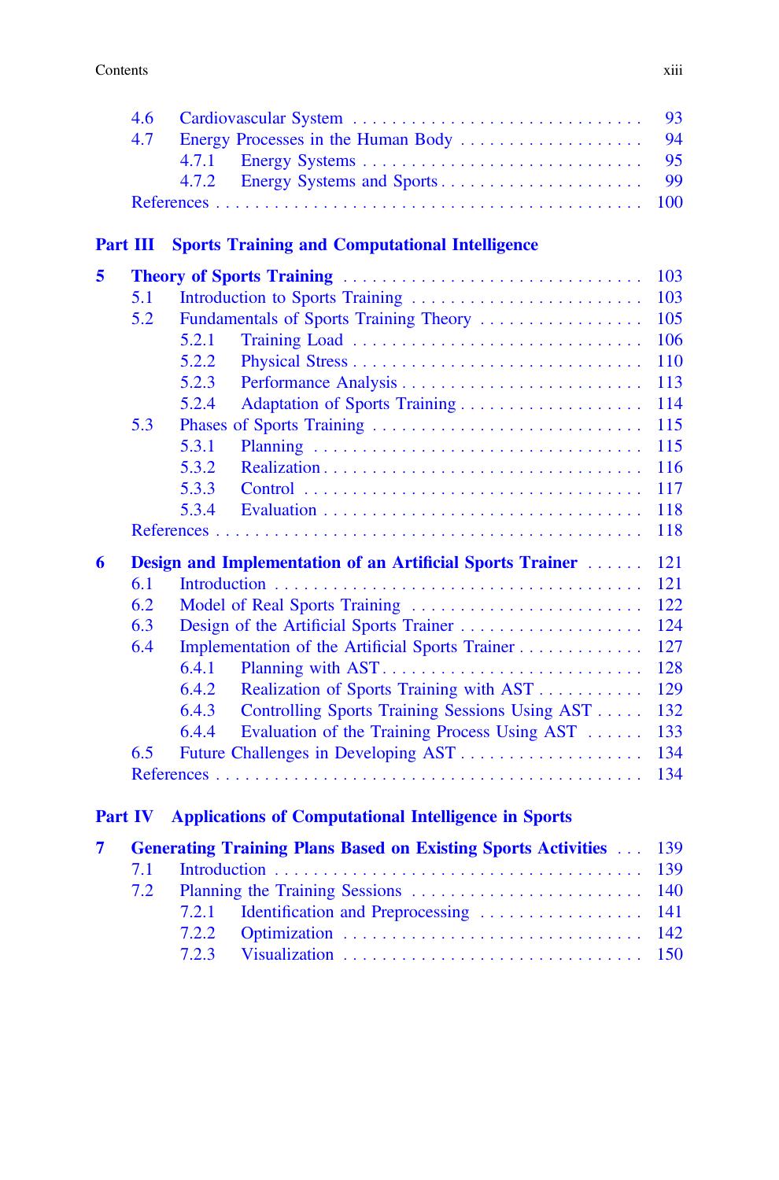4.6 Cardiovascular System . . . . . . . . . . . . . . . . . . . . . . . . . . . . . . 93
4.7 Energy Processes in the Human Body . . . . . . . . . . . . . . . . . . . 94
4.7.1 Energy Systems . . . . . . . . . . . . . . . . . . . . . . . . . . . . 95
4.7.2 Energy Systems and Sports . . . . . . . . . . . . . . . . . . . . . 99
References . . . . . . . . . . . . . . . . . . . . . . . . . . . . . . . . . . . . . . . . . 100

**Part III Sports Training and Computational Intelligence**

**5 Theory of Sports Training . . . . . . . . . . . . . . . . . . . . . . . . . . . . . . 103**
5.1 Introduction to Sports Training . . . . . . . . . . . . . . . . . . . . . . . . 103
5.2 Fundamentals of Sports Training Theory . . . . . . . . . . . . . . . . . 105
5.2.1 Training Load . . . . . . . . . . . . . . . . . . . . . . . . . . . . . 106
5.2.2 Physical Stress . . . . . . . . . . . . . . . . . . . . . . . . . . . . . 110
5.2.3 Performance Analysis . . . . . . . . . . . . . . . . . . . . . . . . . 113
5.2.4 Adaptation of Sports Training . . . . . . . . . . . . . . . . . . . 114
5.3 Phases of Sports Training . . . . . . . . . . . . . . . . . . . . . . . . . . . 115
5.3.1 Planning . . . . . . . . . . . . . . . . . . . . . . . . . . . . . . . . . 115
5.3.2 Realization . . . . . . . . . . . . . . . . . . . . . . . . . . . . . . . . 116
5.3.3 Control . . . . . . . . . . . . . . . . . . . . . . . . . . . . . . . . . . 117
5.3.4 Evaluation . . . . . . . . . . . . . . . . . . . . . . . . . . . . . . . . 118
References . . . . . . . . . . . . . . . . . . . . . . . . . . . . . . . . . . . . . . . . . 118

**6 Design and Implementation of an Artificial Sports Trainer . . . . . . 121**
6.1 Introduction . . . . . . . . . . . . . . . . . . . . . . . . . . . . . . . . . . . . . 121
6.2 Model of Real Sports Training . . . . . . . . . . . . . . . . . . . . . . . 122
6.3 Design of the Artificial Sports Trainer . . . . . . . . . . . . . . . . . . . 124
6.4 Implementation of the Artificial Sports Trainer . . . . . . . . . . . . . 127
6.4.1 Planning with AST . . . . . . . . . . . . . . . . . . . . . . . . . . 128
6.4.2 Realization of Sports Training with AST . . . . . . . . . . . 129
6.4.3 Controlling Sports Training Sessions Using AST . . . . . 132
6.4.4 Evaluation of the Training Process Using AST . . . . . . 133
6.5 Future Challenges in Developing AST . . . . . . . . . . . . . . . . . . . 134
References . . . . . . . . . . . . . . . . . . . . . . . . . . . . . . . . . . . . . . . . . 134

**Part IV Applications of Computational Intelligence in Sports**

**7 Generating Training Plans Based on Existing Sports Activities . . . 139**
7.1 Introduction . . . . . . . . . . . . . . . . . . . . . . . . . . . . . . . . . . . . . 139
7.2 Planning the Training Sessions . . . . . . . . . . . . . . . . . . . . . . . . 140
7.2.1 Identification and Preprocessing . . . . . . . . . . . . . . . . . 141
7.2.2 Optimization . . . . . . . . . . . . . . . . . . . . . . . . . . . . . . . 142
7.2.3 Visualization . . . . . . . . . . . . . . . . . . . . . . . . . . . . . . . 150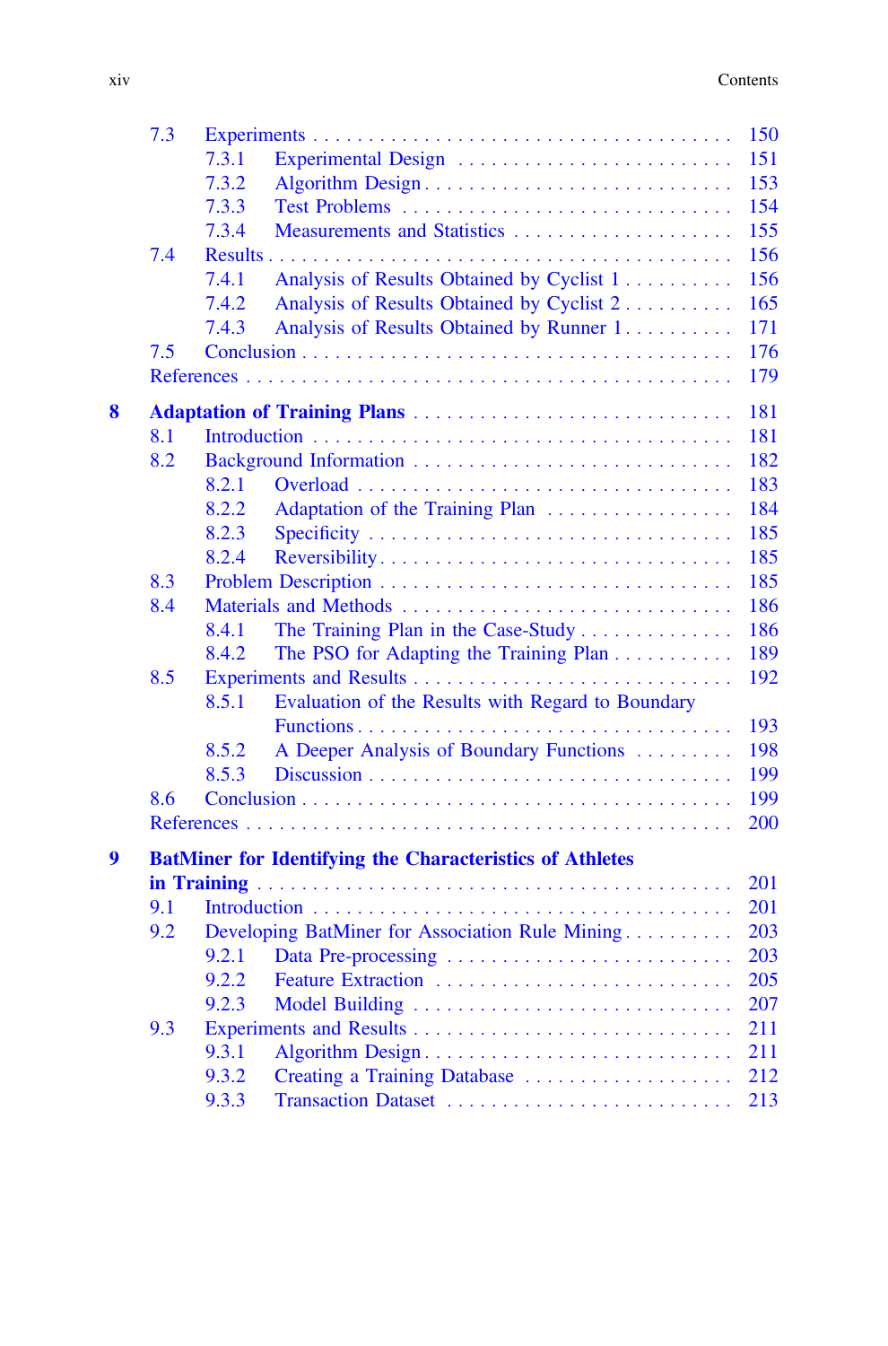- 7.3 Experiments . . . 150
  - 7.3.1 Experimental Design . . . 151
  - 7.3.2 Algorithm Design . . . 153
  - 7.3.3 Test Problems . . . 154
  - 7.3.4 Measurements and Statistics . . . 155
- 7.4 Results . . . 156
  - 7.4.1 Analysis of Results Obtained by Cyclist 1 . . . 156
  - 7.4.2 Analysis of Results Obtained by Cyclist 2 . . . 165
  - 7.4.3 Analysis of Results Obtained by Runner 1 . . . 171
- 7.5 Conclusion . . . 176
- References . . . 179

**8 Adaptation of Training Plans . . . 181**

- 8.1 Introduction . . . 181
- 8.2 Background Information . . . 182
  - 8.2.1 Overload . . . 183
  - 8.2.2 Adaptation of the Training Plan . . . 184
  - 8.2.3 Specificity . . . 185
  - 8.2.4 Reversibility . . . 185
- 8.3 Problem Description . . . 185
- 8.4 Materials and Methods . . . 186
  - 8.4.1 The Training Plan in the Case-Study . . . 186
  - 8.4.2 The PSO for Adapting the Training Plan . . . 189
- 8.5 Experiments and Results . . . 192
  - 8.5.1 Evaluation of the Results with Regard to Boundary Functions . . . 193
  - 8.5.2 A Deeper Analysis of Boundary Functions . . . 198
  - 8.5.3 Discussion . . . 199
- 8.6 Conclusion . . . 199
- References . . . 200

**9 BatMiner for Identifying the Characteristics of Athletes in Training . . . 201**

- 9.1 Introduction . . . 201
- 9.2 Developing BatMiner for Association Rule Mining . . . 203
  - 9.2.1 Data Pre-processing . . . 203
  - 9.2.2 Feature Extraction . . . 205
  - 9.2.3 Model Building . . . 207
- 9.3 Experiments and Results . . . 211
  - 9.3.1 Algorithm Design . . . 211
  - 9.3.2 Creating a Training Database . . . 212
  - 9.3.3 Transaction Dataset . . . 213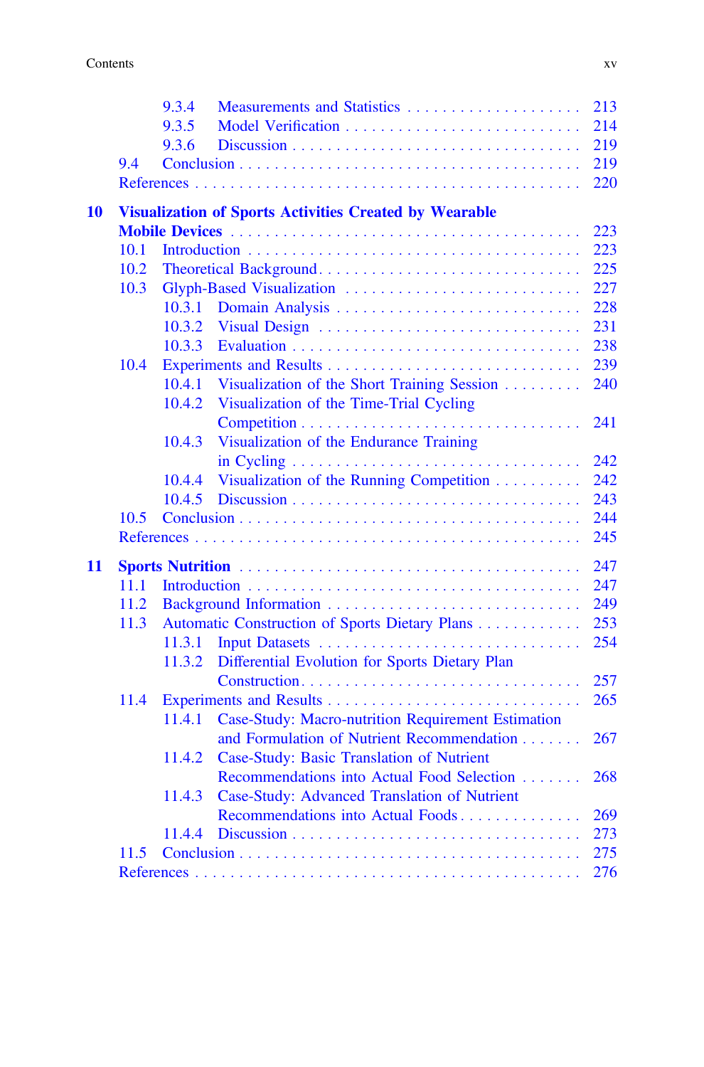9.3.4 Measurements and Statistics . . . . . . . . . . . . . . . . . . . . 213
9.3.5 Model Verification . . . . . . . . . . . . . . . . . . . . . . . . . 214
9.3.6 Discussion . . . . . . . . . . . . . . . . . . . . . . . . . . . . . . 219
9.4 Conclusion . . . . . . . . . . . . . . . . . . . . . . . . . . . . . . . . . . 219
References . . . . . . . . . . . . . . . . . . . . . . . . . . . . . . . . . . . . . . 220

**10 Visualization of Sports Activities Created by Wearable Mobile Devices** . . . . . . . . . . . . . . . . . . . . . . . . . . . . . . . . . . . . 223
10.1 Introduction . . . . . . . . . . . . . . . . . . . . . . . . . . . . . . . . . 223
10.2 Theoretical Background . . . . . . . . . . . . . . . . . . . . . . . . . . 225
10.3 Glyph-Based Visualization . . . . . . . . . . . . . . . . . . . . . . . . 227
10.3.1 Domain Analysis . . . . . . . . . . . . . . . . . . . . . . . . . . 228
10.3.2 Visual Design . . . . . . . . . . . . . . . . . . . . . . . . . . . . 231
10.3.3 Evaluation . . . . . . . . . . . . . . . . . . . . . . . . . . . . . . 238
10.4 Experiments and Results . . . . . . . . . . . . . . . . . . . . . . . . . 239
10.4.1 Visualization of the Short Training Session . . . . . . . . . 240
10.4.2 Visualization of the Time-Trial Cycling Competition . . . . . . . . . . . . . . . . . . . . . . . . . . . . . . . 241
10.4.3 Visualization of the Endurance Training in Cycling . . . . . . . . . . . . . . . . . . . . . . . . . . . . . . . . 242
10.4.4 Visualization of the Running Competition . . . . . . . . . . 242
10.4.5 Discussion . . . . . . . . . . . . . . . . . . . . . . . . . . . . . . 243
10.5 Conclusion . . . . . . . . . . . . . . . . . . . . . . . . . . . . . . . . . . 244
References . . . . . . . . . . . . . . . . . . . . . . . . . . . . . . . . . . . . . . 245

**11 Sports Nutrition** . . . . . . . . . . . . . . . . . . . . . . . . . . . . . . . . . 247
11.1 Introduction . . . . . . . . . . . . . . . . . . . . . . . . . . . . . . . . . 247
11.2 Background Information . . . . . . . . . . . . . . . . . . . . . . . . . 249
11.3 Automatic Construction of Sports Dietary Plans . . . . . . . . . . . . 253
11.3.1 Input Datasets . . . . . . . . . . . . . . . . . . . . . . . . . . . . 254
11.3.2 Differential Evolution for Sports Dietary Plan Construction . . . . . . . . . . . . . . . . . . . . . . . . . . . . . . . 257
11.4 Experiments and Results . . . . . . . . . . . . . . . . . . . . . . . . . 265
11.4.1 Case-Study: Macro-nutrition Requirement Estimation and Formulation of Nutrient Recommendation . . . . . . . 267
11.4.2 Case-Study: Basic Translation of Nutrient Recommendations into Actual Food Selection . . . . . . . 268
11.4.3 Case-Study: Advanced Translation of Nutrient Recommendations into Actual Foods . . . . . . . . . . . . . . 269
11.4.4 Discussion . . . . . . . . . . . . . . . . . . . . . . . . . . . . . . 273
11.5 Conclusion . . . . . . . . . . . . . . . . . . . . . . . . . . . . . . . . . . 275
References . . . . . . . . . . . . . . . . . . . . . . . . . . . . . . . . . . . . . . 276